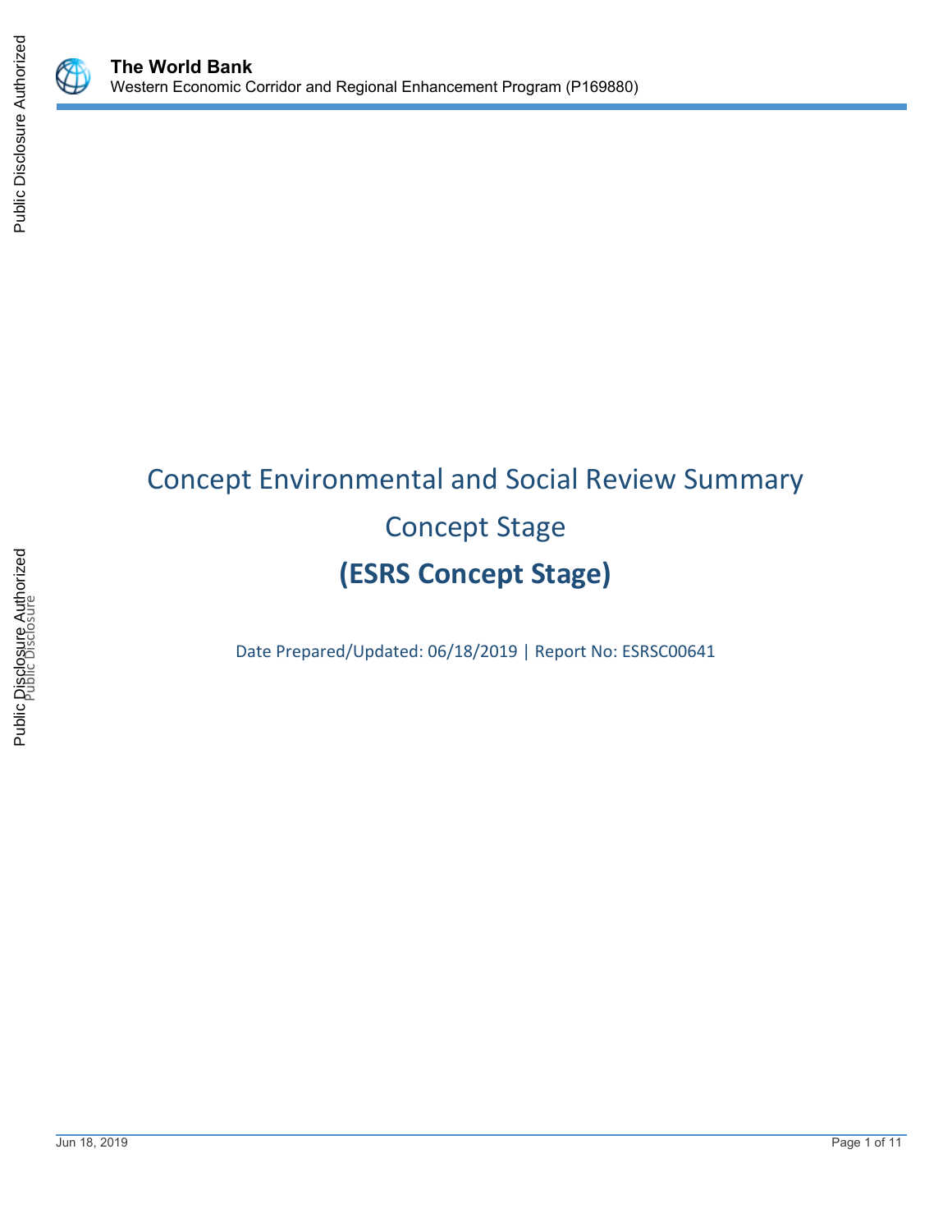# Concept Environmental and Social Review Summary

## Concept Stage

## (ESRS Concept Stage)

Date Prepared/Updated: 06/18/2019 | Report No: ESRSC00641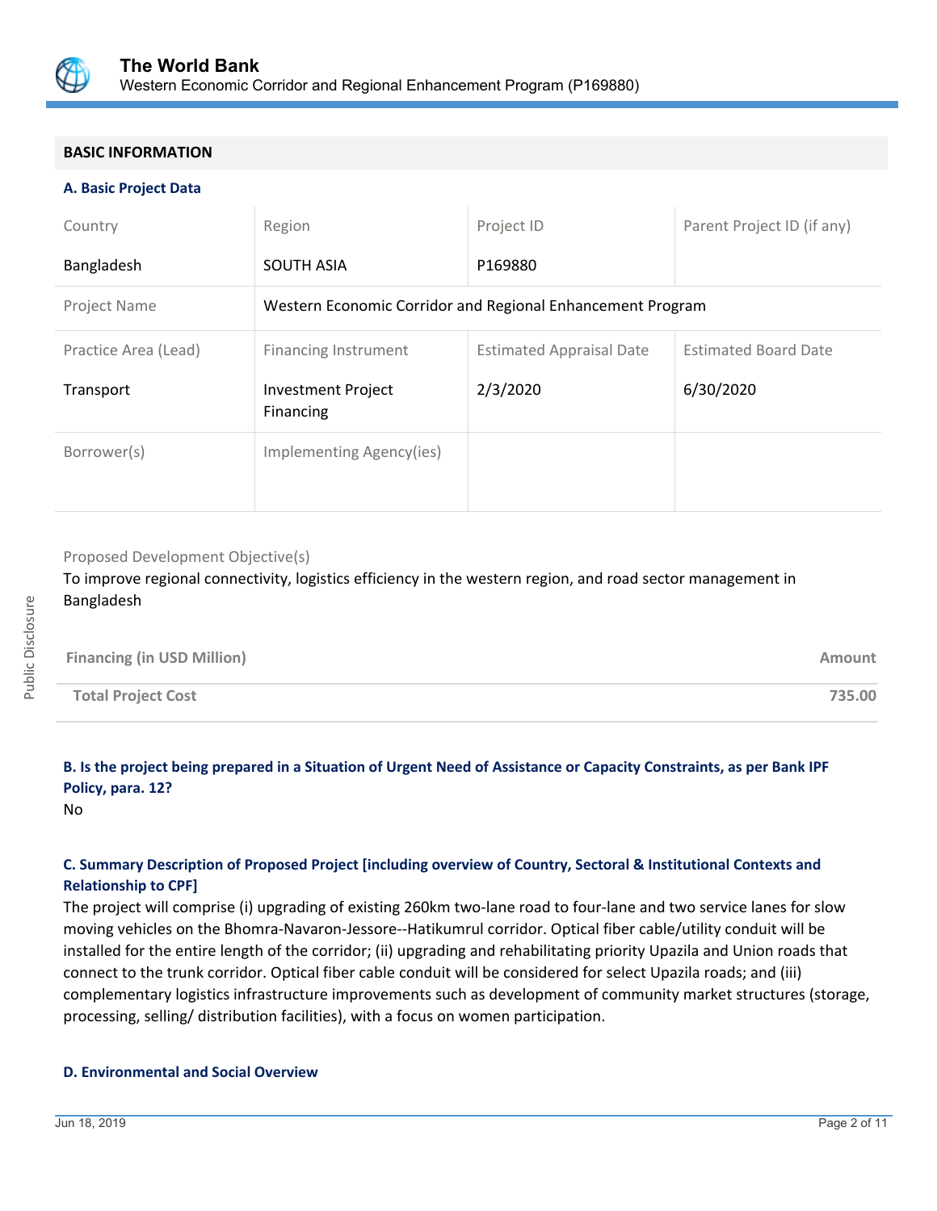## BASIC INFORMATION

### A. Basic Project Data

| Country | Region | Project ID | Parent Project ID (if any) |
|---|---|---|---|
| Bangladesh | SOUTH ASIA | P169880 | |
| Project Name | Western Economic Corridor and Regional Enhancement Program | | |
| Practice Area (Lead) | Financing Instrument | Estimated Appraisal Date | Estimated Board Date |
| Transport | Investment Project Financing | 2/3/2020 | 6/30/2020 |
| Borrower(s) | Implementing Agency(ies) | | |

Proposed Development Objective(s)

To improve regional connectivity, logistics efficiency in the western region, and road sector management in Bangladesh

| Financing (in USD Million) | Amount |
|---|---|
| Total Project Cost | 735.00 |

### B. Is the project being prepared in a Situation of Urgent Need of Assistance or Capacity Constraints, as per Bank IPF Policy, para. 12?

No

### C. Summary Description of Proposed Project [including overview of Country, Sectoral & Institutional Contexts and Relationship to CPF]

The project will comprise (i) upgrading of existing 260km two-lane road to four-lane and two service lanes for slow moving vehicles on the Bhomra-Navaron-Jessore--Hatikumrul corridor. Optical fiber cable/utility conduit will be installed for the entire length of the corridor; (ii) upgrading and rehabilitating priority Upazila and Union roads that connect to the trunk corridor. Optical fiber cable conduit will be considered for select Upazila roads; and (iii) complementary logistics infrastructure improvements such as development of community market structures (storage, processing, selling/ distribution facilities), with a focus on women participation.

### D. Environmental and Social Overview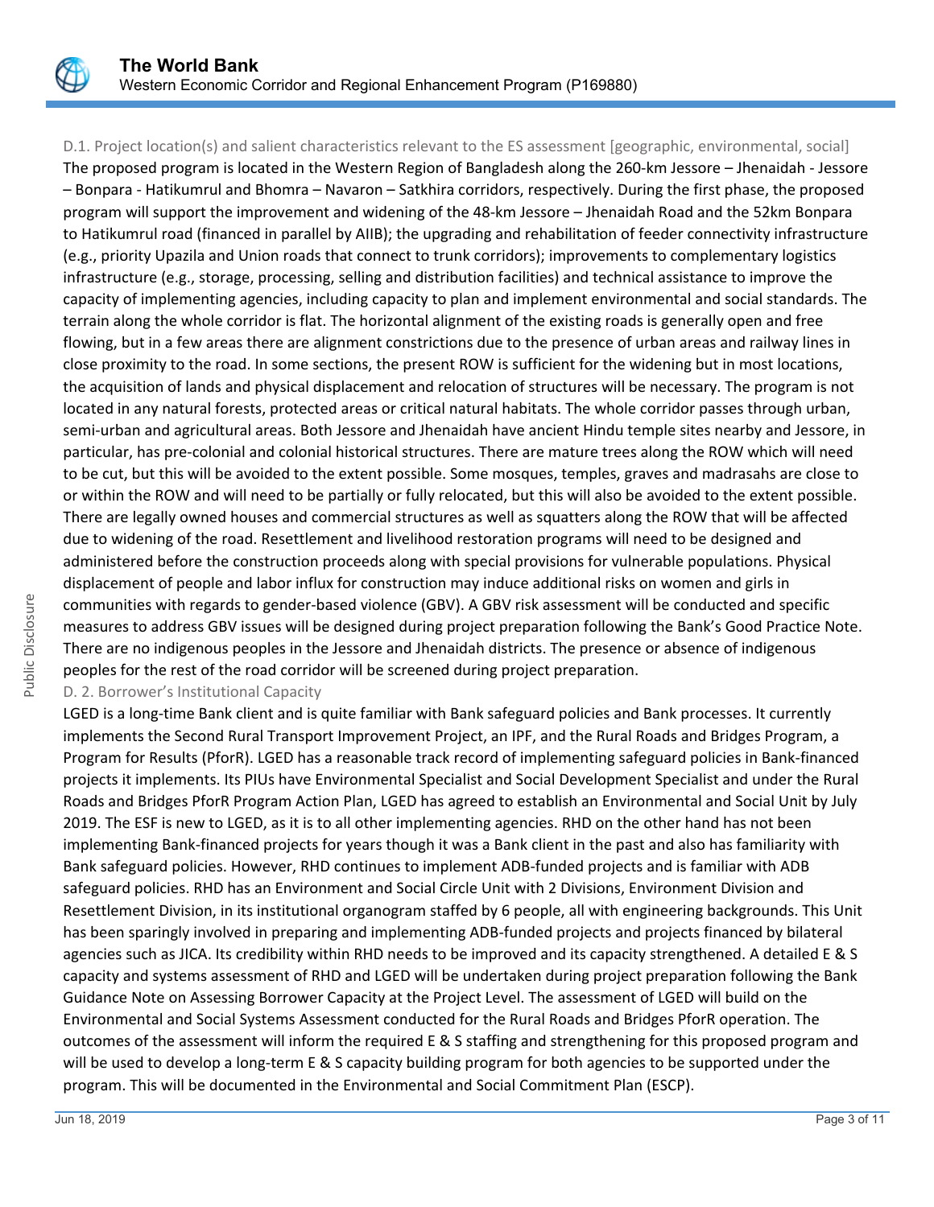### D.1. Project location(s) and salient characteristics relevant to the ES assessment [geographic, environmental, social]

The proposed program is located in the Western Region of Bangladesh along the 260-km Jessore – Jhenaidah - Jessore – Bonpara - Hatikumrul and Bhomra – Navaron – Satkhira corridors, respectively. During the first phase, the proposed program will support the improvement and widening of the 48-km Jessore – Jhenaidah Road and the 52km Bonpara to Hatikumrul road (financed in parallel by AIIB); the upgrading and rehabilitation of feeder connectivity infrastructure (e.g., priority Upazila and Union roads that connect to trunk corridors); improvements to complementary logistics infrastructure (e.g., storage, processing, selling and distribution facilities) and technical assistance to improve the capacity of implementing agencies, including capacity to plan and implement environmental and social standards. The terrain along the whole corridor is flat. The horizontal alignment of the existing roads is generally open and free flowing, but in a few areas there are alignment constrictions due to the presence of urban areas and railway lines in close proximity to the road. In some sections, the present ROW is sufficient for the widening but in most locations, the acquisition of lands and physical displacement and relocation of structures will be necessary. The program is not located in any natural forests, protected areas or critical natural habitats. The whole corridor passes through urban, semi-urban and agricultural areas. Both Jessore and Jhenaidah have ancient Hindu temple sites nearby and Jessore, in particular, has pre-colonial and colonial historical structures. There are mature trees along the ROW which will need to be cut, but this will be avoided to the extent possible. Some mosques, temples, graves and madrasahs are close to or within the ROW and will need to be partially or fully relocated, but this will also be avoided to the extent possible. There are legally owned houses and commercial structures as well as squatters along the ROW that will be affected due to widening of the road. Resettlement and livelihood restoration programs will need to be designed and administered before the construction proceeds along with special provisions for vulnerable populations. Physical displacement of people and labor influx for construction may induce additional risks on women and girls in communities with regards to gender-based violence (GBV). A GBV risk assessment will be conducted and specific measures to address GBV issues will be designed during project preparation following the Bank's Good Practice Note. There are no indigenous peoples in the Jessore and Jhenaidah districts. The presence or absence of indigenous peoples for the rest of the road corridor will be screened during project preparation.

### D. 2. Borrower's Institutional Capacity

LGED is a long-time Bank client and is quite familiar with Bank safeguard policies and Bank processes. It currently implements the Second Rural Transport Improvement Project, an IPF, and the Rural Roads and Bridges Program, a Program for Results (PforR). LGED has a reasonable track record of implementing safeguard policies in Bank-financed projects it implements. Its PIUs have Environmental Specialist and Social Development Specialist and under the Rural Roads and Bridges PforR Program Action Plan, LGED has agreed to establish an Environmental and Social Unit by July 2019. The ESF is new to LGED, as it is to all other implementing agencies. RHD on the other hand has not been implementing Bank-financed projects for years though it was a Bank client in the past and also has familiarity with Bank safeguard policies. However, RHD continues to implement ADB-funded projects and is familiar with ADB safeguard policies. RHD has an Environment and Social Circle Unit with 2 Divisions, Environment Division and Resettlement Division, in its institutional organogram staffed by 6 people, all with engineering backgrounds. This Unit has been sparingly involved in preparing and implementing ADB-funded projects and projects financed by bilateral agencies such as JICA. Its credibility within RHD needs to be improved and its capacity strengthened. A detailed E & S capacity and systems assessment of RHD and LGED will be undertaken during project preparation following the Bank Guidance Note on Assessing Borrower Capacity at the Project Level. The assessment of LGED will build on the Environmental and Social Systems Assessment conducted for the Rural Roads and Bridges PforR operation. The outcomes of the assessment will inform the required E & S staffing and strengthening for this proposed program and will be used to develop a long-term E & S capacity building program for both agencies to be supported under the program. This will be documented in the Environmental and Social Commitment Plan (ESCP).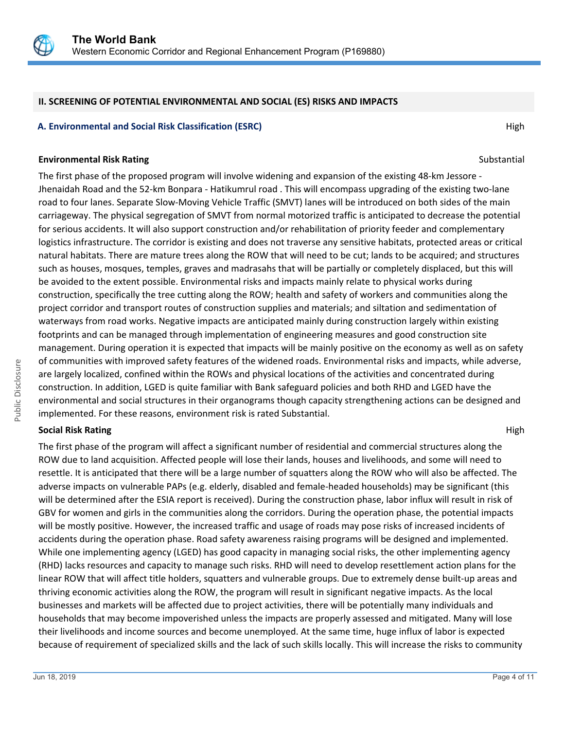## II. SCREENING OF POTENTIAL ENVIRONMENTAL AND SOCIAL (ES) RISKS AND IMPACTS

### A. Environmental and Social Risk Classification (ESRC) — High

**Environmental Risk Rating** — Substantial

The first phase of the proposed program will involve widening and expansion of the existing 48-km Jessore - Jhenaidah Road and the 52-km Bonpara - Hatikumrul road . This will encompass upgrading of the existing two-lane road to four lanes. Separate Slow-Moving Vehicle Traffic (SMVT) lanes will be introduced on both sides of the main carriageway. The physical segregation of SMVT from normal motorized traffic is anticipated to decrease the potential for serious accidents. It will also support construction and/or rehabilitation of priority feeder and complementary logistics infrastructure. The corridor is existing and does not traverse any sensitive habitats, protected areas or critical natural habitats. There are mature trees along the ROW that will need to be cut; lands to be acquired; and structures such as houses, mosques, temples, graves and madrasahs that will be partially or completely displaced, but this will be avoided to the extent possible. Environmental risks and impacts mainly relate to physical works during construction, specifically the tree cutting along the ROW; health and safety of workers and communities along the project corridor and transport routes of construction supplies and materials; and siltation and sedimentation of waterways from road works. Negative impacts are anticipated mainly during construction largely within existing footprints and can be managed through implementation of engineering measures and good construction site management. During operation it is expected that impacts will be mainly positive on the economy as well as on safety of communities with improved safety features of the widened roads. Environmental risks and impacts, while adverse, are largely localized, confined within the ROWs and physical locations of the activities and concentrated during construction. In addition, LGED is quite familiar with Bank safeguard policies and both RHD and LGED have the environmental and social structures in their organograms though capacity strengthening actions can be designed and implemented. For these reasons, environment risk is rated Substantial.

**Social Risk Rating** — High

The first phase of the program will affect a significant number of residential and commercial structures along the ROW due to land acquisition. Affected people will lose their lands, houses and livelihoods, and some will need to resettle. It is anticipated that there will be a large number of squatters along the ROW who will also be affected. The adverse impacts on vulnerable PAPs (e.g. elderly, disabled and female-headed households) may be significant (this will be determined after the ESIA report is received). During the construction phase, labor influx will result in risk of GBV for women and girls in the communities along the corridors. During the operation phase, the potential impacts will be mostly positive. However, the increased traffic and usage of roads may pose risks of increased incidents of accidents during the operation phase. Road safety awareness raising programs will be designed and implemented. While one implementing agency (LGED) has good capacity in managing social risks, the other implementing agency (RHD) lacks resources and capacity to manage such risks. RHD will need to develop resettlement action plans for the linear ROW that will affect title holders, squatters and vulnerable groups. Due to extremely dense built-up areas and thriving economic activities along the ROW, the program will result in significant negative impacts. As the local businesses and markets will be affected due to project activities, there will be potentially many individuals and households that may become impoverished unless the impacts are properly assessed and mitigated. Many will lose their livelihoods and income sources and become unemployed. At the same time, huge influx of labor is expected because of requirement of specialized skills and the lack of such skills locally. This will increase the risks to community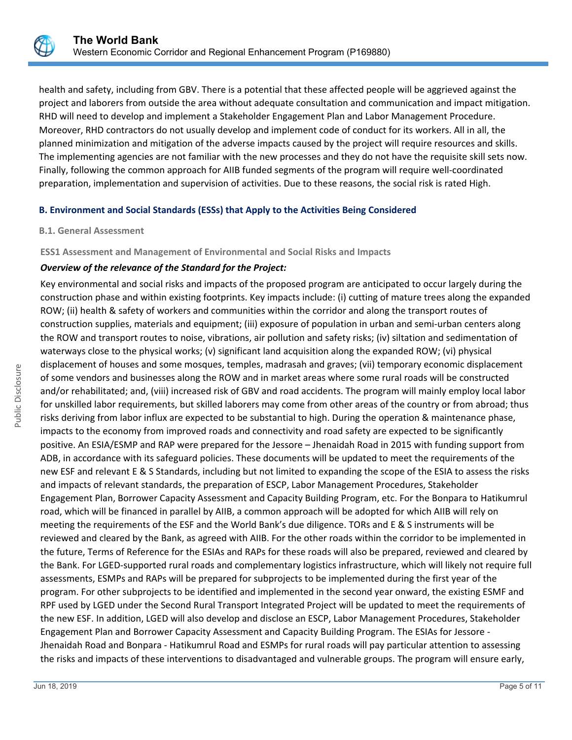health and safety, including from GBV. There is a potential that these affected people will be aggrieved against the project and laborers from outside the area without adequate consultation and communication and impact mitigation. RHD will need to develop and implement a Stakeholder Engagement Plan and Labor Management Procedure. Moreover, RHD contractors do not usually develop and implement code of conduct for its workers. All in all, the planned minimization and mitigation of the adverse impacts caused by the project will require resources and skills. The implementing agencies are not familiar with the new processes and they do not have the requisite skill sets now. Finally, following the common approach for AIIB funded segments of the program will require well-coordinated preparation, implementation and supervision of activities. Due to these reasons, the social risk is rated High.

## B. Environment and Social Standards (ESSs) that Apply to the Activities Being Considered

### B.1. General Assessment

#### ESS1 Assessment and Management of Environmental and Social Risks and Impacts

***Overview of the relevance of the Standard for the Project:***

Key environmental and social risks and impacts of the proposed program are anticipated to occur largely during the construction phase and within existing footprints. Key impacts include: (i) cutting of mature trees along the expanded ROW; (ii) health & safety of workers and communities within the corridor and along the transport routes of construction supplies, materials and equipment; (iii) exposure of population in urban and semi-urban centers along the ROW and transport routes to noise, vibrations, air pollution and safety risks; (iv) siltation and sedimentation of waterways close to the physical works; (v) significant land acquisition along the expanded ROW; (vi) physical displacement of houses and some mosques, temples, madrasah and graves; (vii) temporary economic displacement of some vendors and businesses along the ROW and in market areas where some rural roads will be constructed and/or rehabilitated; and, (viii) increased risk of GBV and road accidents. The program will mainly employ local labor for unskilled labor requirements, but skilled laborers may come from other areas of the country or from abroad; thus risks deriving from labor influx are expected to be substantial to high. During the operation & maintenance phase, impacts to the economy from improved roads and connectivity and road safety are expected to be significantly positive. An ESIA/ESMP and RAP were prepared for the Jessore – Jhenaidah Road in 2015 with funding support from ADB, in accordance with its safeguard policies. These documents will be updated to meet the requirements of the new ESF and relevant E & S Standards, including but not limited to expanding the scope of the ESIA to assess the risks and impacts of relevant standards, the preparation of ESCP, Labor Management Procedures, Stakeholder Engagement Plan, Borrower Capacity Assessment and Capacity Building Program, etc. For the Bonpara to Hatikumrul road, which will be financed in parallel by AIIB, a common approach will be adopted for which AIIB will rely on meeting the requirements of the ESF and the World Bank's due diligence. TORs and E & S instruments will be reviewed and cleared by the Bank, as agreed with AIIB. For the other roads within the corridor to be implemented in the future, Terms of Reference for the ESIAs and RAPs for these roads will also be prepared, reviewed and cleared by the Bank. For LGED-supported rural roads and complementary logistics infrastructure, which will likely not require full assessments, ESMPs and RAPs will be prepared for subprojects to be implemented during the first year of the program. For other subprojects to be identified and implemented in the second year onward, the existing ESMF and RPF used by LGED under the Second Rural Transport Integrated Project will be updated to meet the requirements of the new ESF. In addition, LGED will also develop and disclose an ESCP, Labor Management Procedures, Stakeholder Engagement Plan and Borrower Capacity Assessment and Capacity Building Program. The ESIAs for Jessore - Jhenaidah Road and Bonpara - Hatikumrul Road and ESMPs for rural roads will pay particular attention to assessing the risks and impacts of these interventions to disadvantaged and vulnerable groups. The program will ensure early,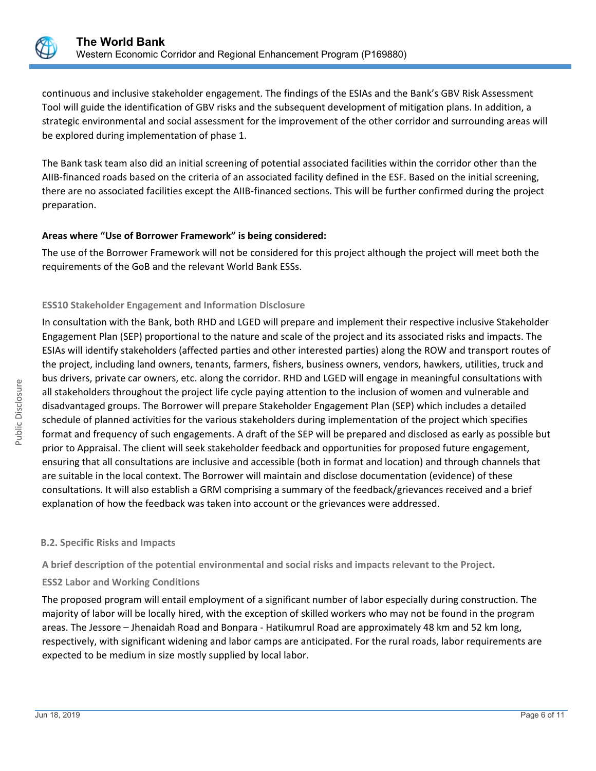continuous and inclusive stakeholder engagement. The findings of the ESIAs and the Bank's GBV Risk Assessment Tool will guide the identification of GBV risks and the subsequent development of mitigation plans. In addition, a strategic environmental and social assessment for the improvement of the other corridor and surrounding areas will be explored during implementation of phase 1.

The Bank task team also did an initial screening of potential associated facilities within the corridor other than the AIIB-financed roads based on the criteria of an associated facility defined in the ESF. Based on the initial screening, there are no associated facilities except the AIIB-financed sections. This will be further confirmed during the project preparation.

**Areas where "Use of Borrower Framework" is being considered:**

The use of the Borrower Framework will not be considered for this project although the project will meet both the requirements of the GoB and the relevant World Bank ESSs.

### ESS10 Stakeholder Engagement and Information Disclosure

In consultation with the Bank, both RHD and LGED will prepare and implement their respective inclusive Stakeholder Engagement Plan (SEP) proportional to the nature and scale of the project and its associated risks and impacts. The ESIAs will identify stakeholders (affected parties and other interested parties) along the ROW and transport routes of the project, including land owners, tenants, farmers, fishers, business owners, vendors, hawkers, utilities, truck and bus drivers, private car owners, etc. along the corridor. RHD and LGED will engage in meaningful consultations with all stakeholders throughout the project life cycle paying attention to the inclusion of women and vulnerable and disadvantaged groups. The Borrower will prepare Stakeholder Engagement Plan (SEP) which includes a detailed schedule of planned activities for the various stakeholders during implementation of the project which specifies format and frequency of such engagements. A draft of the SEP will be prepared and disclosed as early as possible but prior to Appraisal. The client will seek stakeholder feedback and opportunities for proposed future engagement, ensuring that all consultations are inclusive and accessible (both in format and location) and through channels that are suitable in the local context. The Borrower will maintain and disclose documentation (evidence) of these consultations. It will also establish a GRM comprising a summary of the feedback/grievances received and a brief explanation of how the feedback was taken into account or the grievances were addressed.

## B.2. Specific Risks and Impacts

**A brief description of the potential environmental and social risks and impacts relevant to the Project.**

### ESS2 Labor and Working Conditions

The proposed program will entail employment of a significant number of labor especially during construction. The majority of labor will be locally hired, with the exception of skilled workers who may not be found in the program areas. The Jessore – Jhenaidah Road and Bonpara - Hatikumrul Road are approximately 48 km and 52 km long, respectively, with significant widening and labor camps are anticipated. For the rural roads, labor requirements are expected to be medium in size mostly supplied by local labor.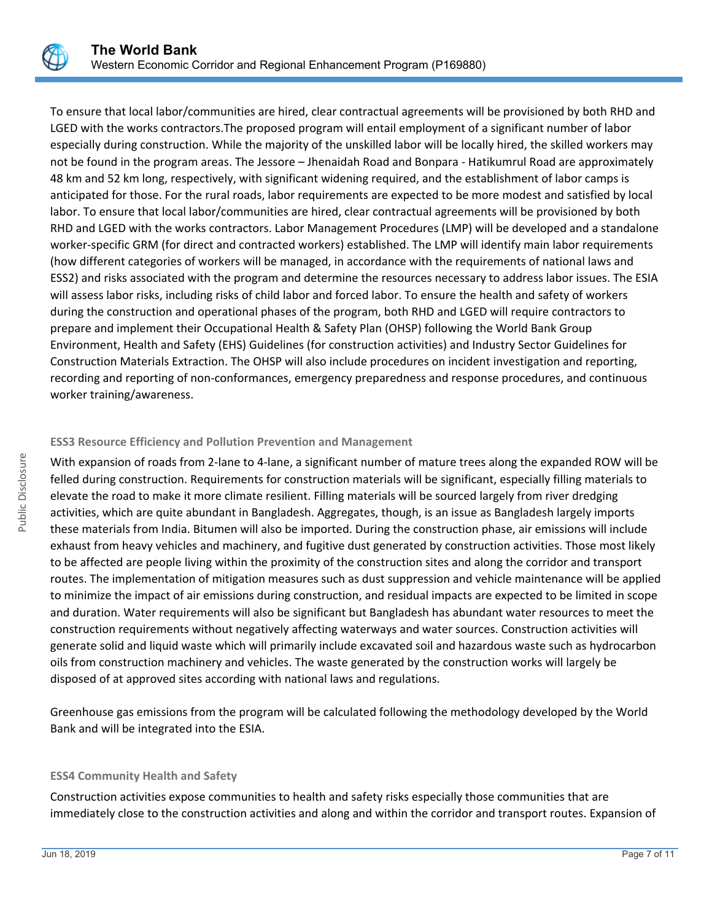To ensure that local labor/communities are hired, clear contractual agreements will be provisioned by both RHD and LGED with the works contractors.The proposed program will entail employment of a significant number of labor especially during construction. While the majority of the unskilled labor will be locally hired, the skilled workers may not be found in the program areas. The Jessore – Jhenaidah Road and Bonpara - Hatikumrul Road are approximately 48 km and 52 km long, respectively, with significant widening required, and the establishment of labor camps is anticipated for those. For the rural roads, labor requirements are expected to be more modest and satisfied by local labor. To ensure that local labor/communities are hired, clear contractual agreements will be provisioned by both RHD and LGED with the works contractors. Labor Management Procedures (LMP) will be developed and a standalone worker-specific GRM (for direct and contracted workers) established. The LMP will identify main labor requirements (how different categories of workers will be managed, in accordance with the requirements of national laws and ESS2) and risks associated with the program and determine the resources necessary to address labor issues. The ESIA will assess labor risks, including risks of child labor and forced labor. To ensure the health and safety of workers during the construction and operational phases of the program, both RHD and LGED will require contractors to prepare and implement their Occupational Health & Safety Plan (OHSP) following the World Bank Group Environment, Health and Safety (EHS) Guidelines (for construction activities) and Industry Sector Guidelines for Construction Materials Extraction. The OHSP will also include procedures on incident investigation and reporting, recording and reporting of non-conformances, emergency preparedness and response procedures, and continuous worker training/awareness.

#### ESS3 Resource Efficiency and Pollution Prevention and Management

With expansion of roads from 2-lane to 4-lane, a significant number of mature trees along the expanded ROW will be felled during construction. Requirements for construction materials will be significant, especially filling materials to elevate the road to make it more climate resilient. Filling materials will be sourced largely from river dredging activities, which are quite abundant in Bangladesh. Aggregates, though, is an issue as Bangladesh largely imports these materials from India. Bitumen will also be imported. During the construction phase, air emissions will include exhaust from heavy vehicles and machinery, and fugitive dust generated by construction activities. Those most likely to be affected are people living within the proximity of the construction sites and along the corridor and transport routes. The implementation of mitigation measures such as dust suppression and vehicle maintenance will be applied to minimize the impact of air emissions during construction, and residual impacts are expected to be limited in scope and duration. Water requirements will also be significant but Bangladesh has abundant water resources to meet the construction requirements without negatively affecting waterways and water sources. Construction activities will generate solid and liquid waste which will primarily include excavated soil and hazardous waste such as hydrocarbon oils from construction machinery and vehicles. The waste generated by the construction works will largely be disposed of at approved sites according with national laws and regulations.

Greenhouse gas emissions from the program will be calculated following the methodology developed by the World Bank and will be integrated into the ESIA.

#### ESS4 Community Health and Safety

Construction activities expose communities to health and safety risks especially those communities that are immediately close to the construction activities and along and within the corridor and transport routes. Expansion of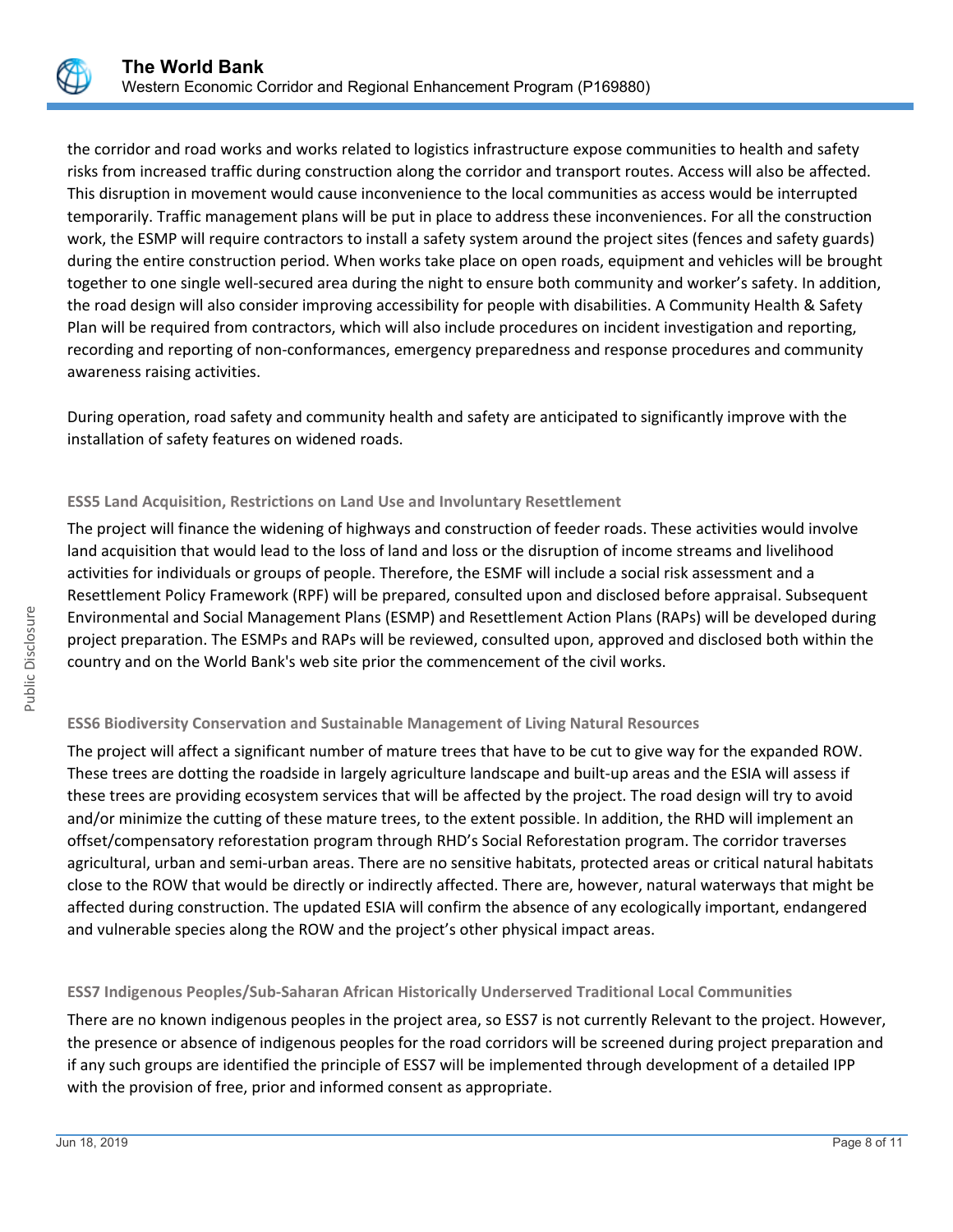the corridor and road works and works related to logistics infrastructure expose communities to health and safety risks from increased traffic during construction along the corridor and transport routes. Access will also be affected. This disruption in movement would cause inconvenience to the local communities as access would be interrupted temporarily. Traffic management plans will be put in place to address these inconveniences. For all the construction work, the ESMP will require contractors to install a safety system around the project sites (fences and safety guards) during the entire construction period. When works take place on open roads, equipment and vehicles will be brought together to one single well-secured area during the night to ensure both community and worker's safety. In addition, the road design will also consider improving accessibility for people with disabilities. A Community Health & Safety Plan will be required from contractors, which will also include procedures on incident investigation and reporting, recording and reporting of non-conformances, emergency preparedness and response procedures and community awareness raising activities.

During operation, road safety and community health and safety are anticipated to significantly improve with the installation of safety features on widened roads.

#### ESS5 Land Acquisition, Restrictions on Land Use and Involuntary Resettlement

The project will finance the widening of highways and construction of feeder roads. These activities would involve land acquisition that would lead to the loss of land and loss or the disruption of income streams and livelihood activities for individuals or groups of people. Therefore, the ESMF will include a social risk assessment and a Resettlement Policy Framework (RPF) will be prepared, consulted upon and disclosed before appraisal. Subsequent Environmental and Social Management Plans (ESMP) and Resettlement Action Plans (RAPs) will be developed during project preparation. The ESMPs and RAPs will be reviewed, consulted upon, approved and disclosed both within the country and on the World Bank's web site prior the commencement of the civil works.

#### ESS6 Biodiversity Conservation and Sustainable Management of Living Natural Resources

The project will affect a significant number of mature trees that have to be cut to give way for the expanded ROW. These trees are dotting the roadside in largely agriculture landscape and built-up areas and the ESIA will assess if these trees are providing ecosystem services that will be affected by the project. The road design will try to avoid and/or minimize the cutting of these mature trees, to the extent possible. In addition, the RHD will implement an offset/compensatory reforestation program through RHD's Social Reforestation program. The corridor traverses agricultural, urban and semi-urban areas. There are no sensitive habitats, protected areas or critical natural habitats close to the ROW that would be directly or indirectly affected. There are, however, natural waterways that might be affected during construction. The updated ESIA will confirm the absence of any ecologically important, endangered and vulnerable species along the ROW and the project's other physical impact areas.

#### ESS7 Indigenous Peoples/Sub-Saharan African Historically Underserved Traditional Local Communities

There are no known indigenous peoples in the project area, so ESS7 is not currently Relevant to the project. However, the presence or absence of indigenous peoples for the road corridors will be screened during project preparation and if any such groups are identified the principle of ESS7 will be implemented through development of a detailed IPP with the provision of free, prior and informed consent as appropriate.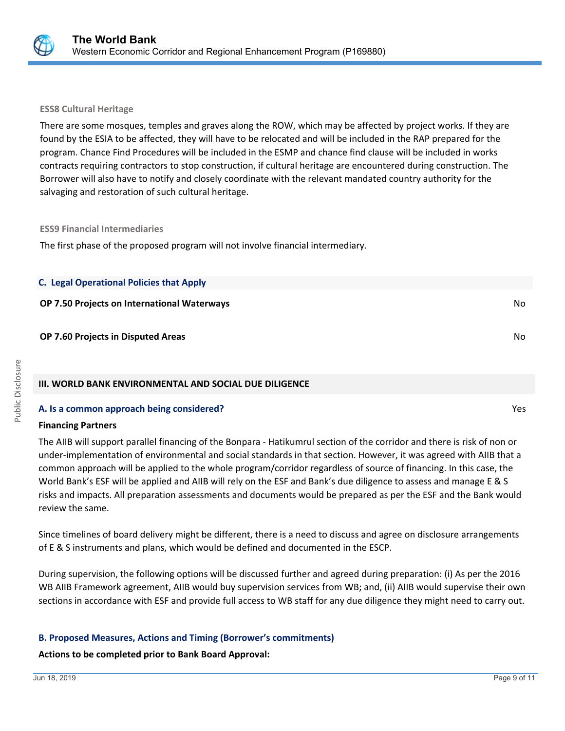**ESS8 Cultural Heritage**

There are some mosques, temples and graves along the ROW, which may be affected by project works. If they are found by the ESIA to be affected, they will have to be relocated and will be included in the RAP prepared for the program. Chance Find Procedures will be included in the ESMP and chance find clause will be included in works contracts requiring contractors to stop construction, if cultural heritage are encountered during construction. The Borrower will also have to notify and closely coordinate with the relevant mandated country authority for the salvaging and restoration of such cultural heritage.

**ESS9 Financial Intermediaries**

The first phase of the proposed program will not involve financial intermediary.

### C. Legal Operational Policies that Apply

| | |
|---|---|
| **OP 7.50 Projects on International Waterways** | No |
| **OP 7.60 Projects in Disputed Areas** | No |

## III. WORLD BANK ENVIRONMENTAL AND SOCIAL DUE DILIGENCE

### A. Is a common approach being considered? Yes

**Financing Partners**

The AIIB will support parallel financing of the Bonpara - Hatikumrul section of the corridor and there is risk of non or under-implementation of environmental and social standards in that section. However, it was agreed with AIIB that a common approach will be applied to the whole program/corridor regardless of source of financing. In this case, the World Bank's ESF will be applied and AIIB will rely on the ESF and Bank's due diligence to assess and manage E & S risks and impacts. All preparation assessments and documents would be prepared as per the ESF and the Bank would review the same.

Since timelines of board delivery might be different, there is a need to discuss and agree on disclosure arrangements of E & S instruments and plans, which would be defined and documented in the ESCP.

During supervision, the following options will be discussed further and agreed during preparation: (i) As per the 2016 WB AIIB Framework agreement, AIIB would buy supervision services from WB; and, (ii) AIIB would supervise their own sections in accordance with ESF and provide full access to WB staff for any due diligence they might need to carry out.

### B. Proposed Measures, Actions and Timing (Borrower's commitments)

**Actions to be completed prior to Bank Board Approval:**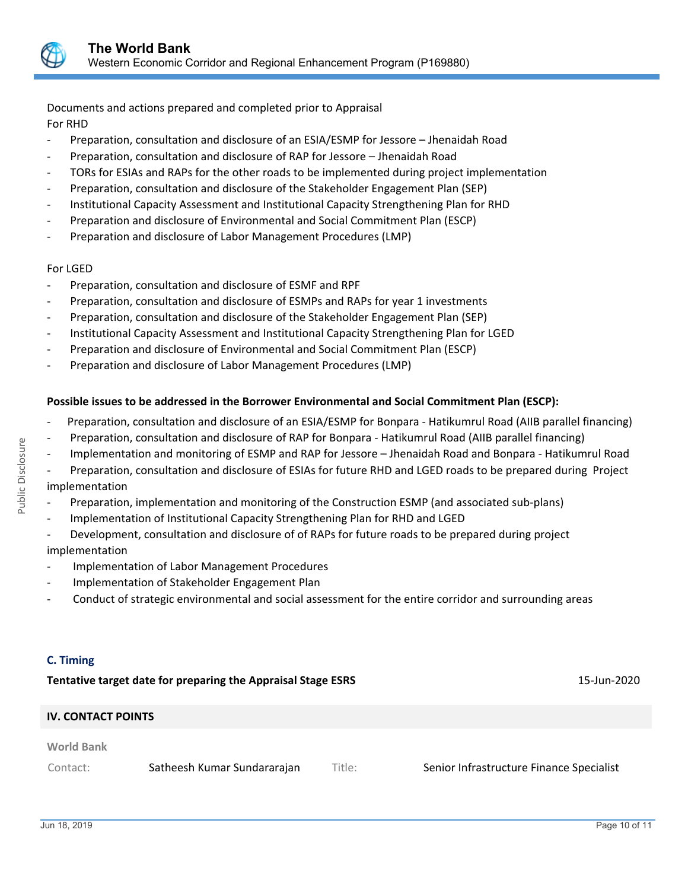Documents and actions prepared and completed prior to Appraisal

For RHD

- Preparation, consultation and disclosure of an ESIA/ESMP for Jessore – Jhenaidah Road
- Preparation, consultation and disclosure of RAP for Jessore – Jhenaidah Road
- TORs for ESIAs and RAPs for the other roads to be implemented during project implementation
- Preparation, consultation and disclosure of the Stakeholder Engagement Plan (SEP)
- Institutional Capacity Assessment and Institutional Capacity Strengthening Plan for RHD
- Preparation and disclosure of Environmental and Social Commitment Plan (ESCP)
- Preparation and disclosure of Labor Management Procedures (LMP)

For LGED

- Preparation, consultation and disclosure of ESMF and RPF
- Preparation, consultation and disclosure of ESMPs and RAPs for year 1 investments
- Preparation, consultation and disclosure of the Stakeholder Engagement Plan (SEP)
- Institutional Capacity Assessment and Institutional Capacity Strengthening Plan for LGED
- Preparation and disclosure of Environmental and Social Commitment Plan (ESCP)
- Preparation and disclosure of Labor Management Procedures (LMP)

**Possible issues to be addressed in the Borrower Environmental and Social Commitment Plan (ESCP):**

- Preparation, consultation and disclosure of an ESIA/ESMP for Bonpara - Hatikumrul Road (AIIB parallel financing)
- Preparation, consultation and disclosure of RAP for Bonpara - Hatikumrul Road (AIIB parallel financing)
- Implementation and monitoring of ESMP and RAP for Jessore – Jhenaidah Road and Bonpara - Hatikumrul Road
- Preparation, consultation and disclosure of ESIAs for future RHD and LGED roads to be prepared during Project implementation
- Preparation, implementation and monitoring of the Construction ESMP (and associated sub-plans)
- Implementation of Institutional Capacity Strengthening Plan for RHD and LGED
- Development, consultation and disclosure of of RAPs for future roads to be prepared during project implementation
- Implementation of Labor Management Procedures
- Implementation of Stakeholder Engagement Plan
- Conduct of strategic environmental and social assessment for the entire corridor and surrounding areas

### C. Timing

**Tentative target date for preparing the Appraisal Stage ESRS** 15-Jun-2020

## IV. CONTACT POINTS

**World Bank**

| Contact: | Satheesh Kumar Sundararajan | Title: | Senior Infrastructure Finance Specialist |
|---|---|---|---|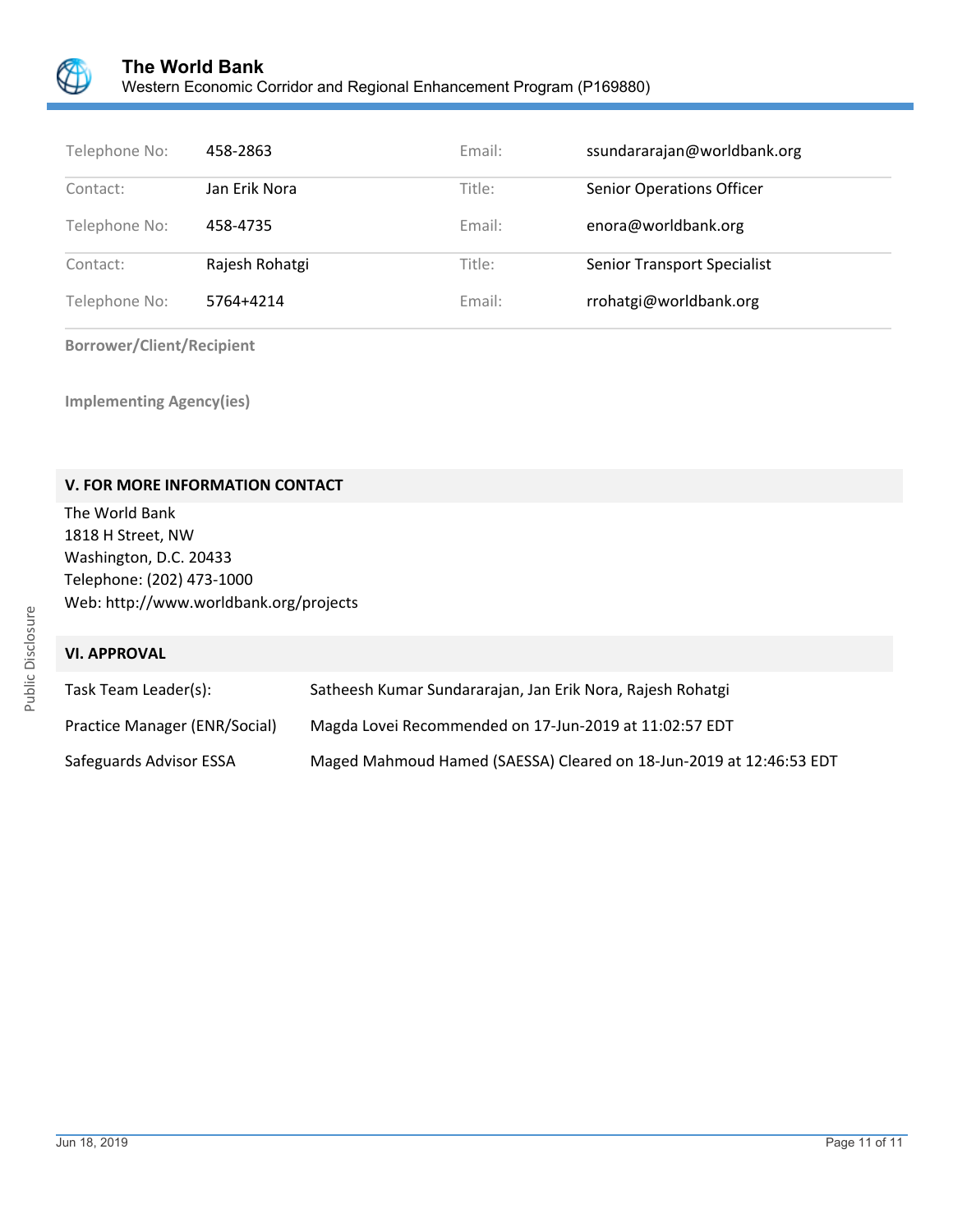| | | | |
|---|---|---|---|
| Telephone No: | 458-2863 | Email: | ssundararajan@worldbank.org |
| Contact: | Jan Erik Nora | Title: | Senior Operations Officer |
| Telephone No: | 458-4735 | Email: | enora@worldbank.org |
| Contact: | Rajesh Rohatgi | Title: | Senior Transport Specialist |
| Telephone No: | 5764+4214 | Email: | rrohatgi@worldbank.org |

**Borrower/Client/Recipient**

**Implementing Agency(ies)**

## V. FOR MORE INFORMATION CONTACT

The World Bank
1818 H Street, NW
Washington, D.C. 20433
Telephone: (202) 473-1000
Web: http://www.worldbank.org/projects

## VI. APPROVAL

| | |
|---|---|
| Task Team Leader(s): | Satheesh Kumar Sundararajan, Jan Erik Nora, Rajesh Rohatgi |
| Practice Manager (ENR/Social) | Magda Lovei Recommended on 17-Jun-2019 at 11:02:57 EDT |
| Safeguards Advisor ESSA | Maged Mahmoud Hamed (SAESSA) Cleared on 18-Jun-2019 at 12:46:53 EDT |